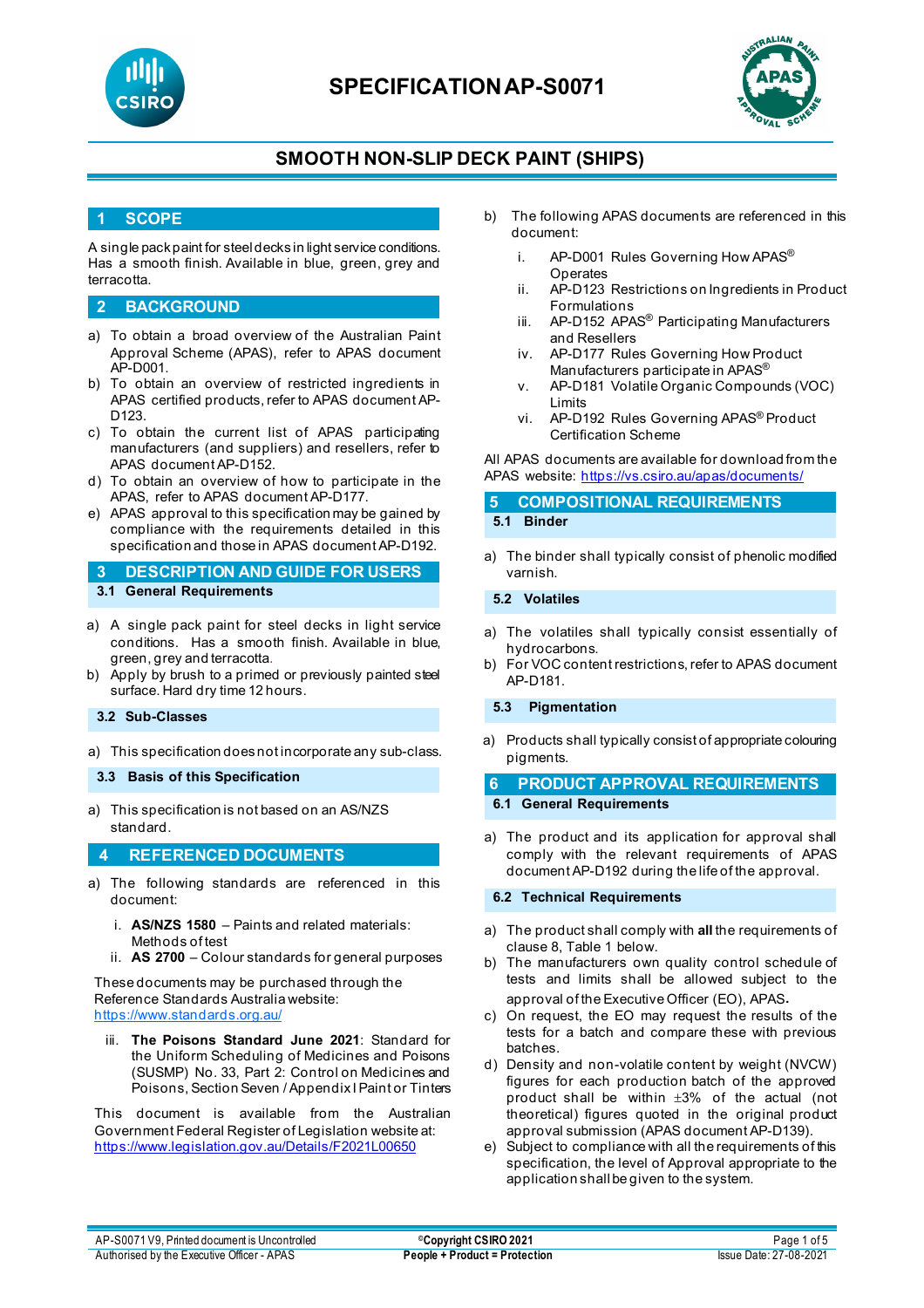# SPECIFICATION AP-S0071

## SMOOTH NON-SLIP DECK PAINT (SHIPS)

## 1 SCOPE

A single pack paint for steel decks in light service conditions. Has a smooth finish. Available in blue, green, grey and terracotta.

## 2 BACKGROUND

a) To obtain a broad overview of the Australian Paint Approval Scheme (APAS), refer to APAS document AP-D001.
b) To obtain an overview of restricted ingredients in APAS certified products, refer to APAS document AP-D123.
c) To obtain the current list of APAS participating manufacturers (and suppliers) and resellers, refer to APAS document AP-D152.
d) To obtain an overview of how to participate in the APAS, refer to APAS document AP-D177.
e) APAS approval to this specification may be gained by compliance with the requirements detailed in this specification and those in APAS document AP-D192.

## 3 DESCRIPTION AND GUIDE FOR USERS

### 3.1 General Requirements

a) A single pack paint for steel decks in light service conditions. Has a smooth finish. Available in blue, green, grey and terracotta.
b) Apply by brush to a primed or previously painted steel surface. Hard dry time 12 hours.

### 3.2 Sub-Classes

a) This specification does not incorporate any sub-class.

### 3.3 Basis of this Specification

a) This specification is not based on an AS/NZS standard.

## 4 REFERENCED DOCUMENTS

a) The following standards are referenced in this document:

   i. **AS/NZS 1580** – Paints and related materials: Methods of test
   ii. **AS 2700** – Colour standards for general purposes

These documents may be purchased through the Reference Standards Australia website: https://www.standards.org.au/

   iii. **The Poisons Standard June 2021**: Standard for the Uniform Scheduling of Medicines and Poisons (SUSMP) No. 33, Part 2: Control on Medicines and Poisons, Section Seven / Appendix I Paint or Tinters

This document is available from the Australian Government Federal Register of Legislation website at: https://www.legislation.gov.au/Details/F2021L00650

b) The following APAS documents are referenced in this document:

   i. AP-D001 Rules Governing How APAS® Operates
   ii. AP-D123 Restrictions on Ingredients in Product Formulations
   iii. AP-D152 APAS® Participating Manufacturers and Resellers
   iv. AP-D177 Rules Governing How Product Manufacturers participate in APAS®
   v. AP-D181 Volatile Organic Compounds (VOC) Limits
   vi. AP-D192 Rules Governing APAS® Product Certification Scheme

All APAS documents are available for download from the APAS website: https://vs.csiro.au/apas/documents/

## 5 COMPOSITIONAL REQUIREMENTS

### 5.1 Binder

a) The binder shall typically consist of phenolic modified varnish.

### 5.2 Volatiles

a) The volatiles shall typically consist essentially of hydrocarbons.
b) For VOC content restrictions, refer to APAS document AP-D181.

### 5.3 Pigmentation

a) Products shall typically consist of appropriate colouring pigments.

## 6 PRODUCT APPROVAL REQUIREMENTS

### 6.1 General Requirements

a) The product and its application for approval shall comply with the relevant requirements of APAS document AP-D192 during the life of the approval.

### 6.2 Technical Requirements

a) The product shall comply with **all** the requirements of clause 8, Table 1 below.
b) The manufacturers own quality control schedule of tests and limits shall be allowed subject to the approval of the Executive Officer (EO), APAS.
c) On request, the EO may request the results of the tests for a batch and compare these with previous batches.
d) Density and non-volatile content by weight (NVCW) figures for each production batch of the approved product shall be within ±3% of the actual (not theoretical) figures quoted in the original product approval submission (APAS document AP-D139).
e) Subject to compliance with all the requirements of this specification, the level of Approval appropriate to the application shall be given to the system.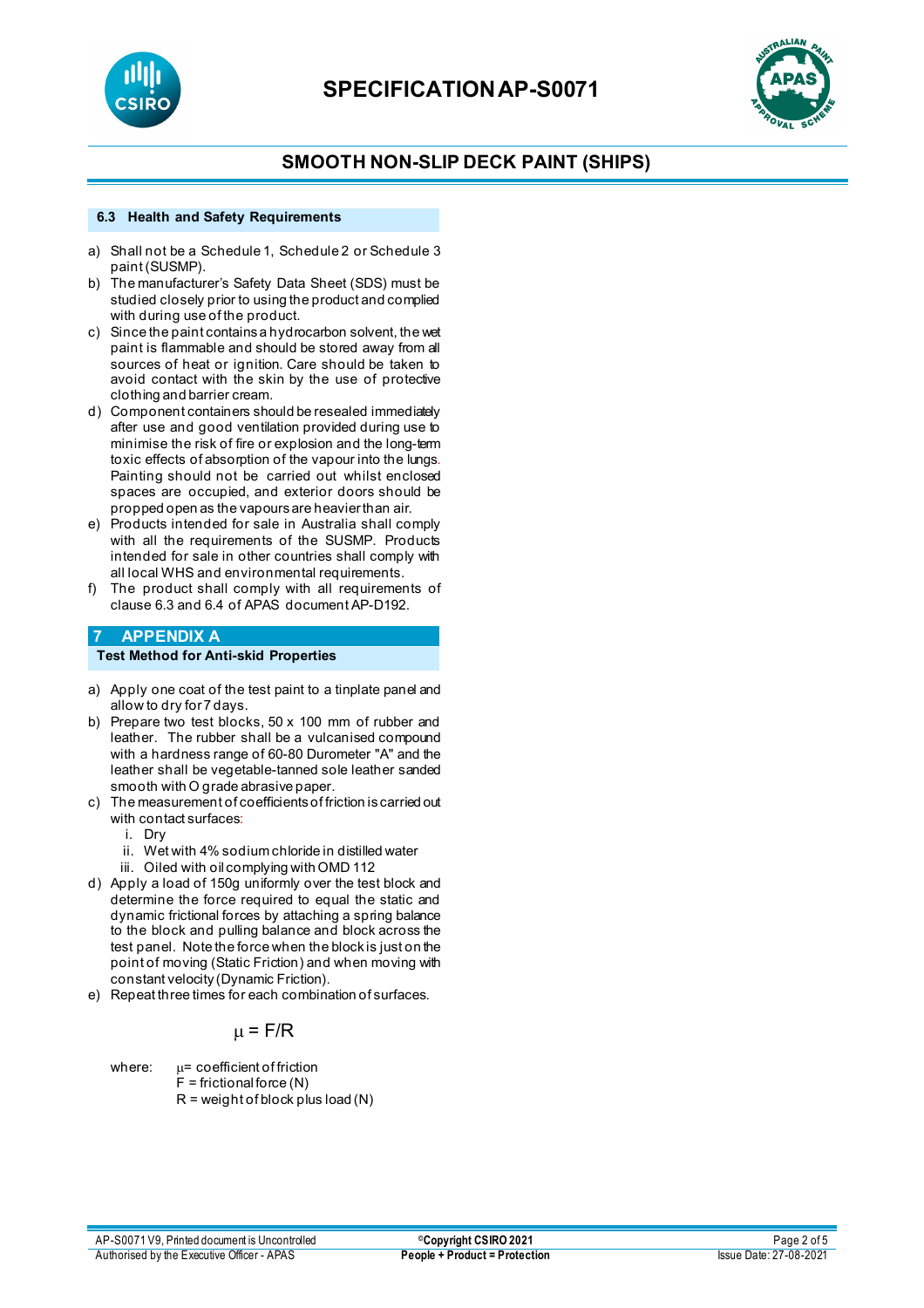### 6.3 Health and Safety Requirements

a) Shall not be a Schedule 1, Schedule 2 or Schedule 3 paint (SUSMP).
b) The manufacturer's Safety Data Sheet (SDS) must be studied closely prior to using the product and complied with during use of the product.
c) Since the paint contains a hydrocarbon solvent, the wet paint is flammable and should be stored away from all sources of heat or ignition. Care should be taken to avoid contact with the skin by the use of protective clothing and barrier cream.
d) Component containers should be resealed immediately after use and good ventilation provided during use to minimise the risk of fire or explosion and the long-term toxic effects of absorption of the vapour into the lungs. Painting should not be carried out whilst enclosed spaces are occupied, and exterior doors should be propped open as the vapours are heavier than air.
e) Products intended for sale in Australia shall comply with all the requirements of the SUSMP. Products intended for sale in other countries shall comply with all local WHS and environmental requirements.
f) The product shall comply with all requirements of clause 6.3 and 6.4 of APAS document AP-D192.

## 7 APPENDIX A

### Test Method for Anti-skid Properties

a) Apply one coat of the test paint to a tinplate panel and allow to dry for 7 days.
b) Prepare two test blocks, 50 x 100 mm of rubber and leather. The rubber shall be a vulcanised compound with a hardness range of 60-80 Durometer "A" and the leather shall be vegetable-tanned sole leather sanded smooth with O grade abrasive paper.
c) The measurement of coefficients of friction is carried out with contact surfaces:
   i. Dry
   ii. Wet with 4% sodium chloride in distilled water
   iii. Oiled with oil complying with OMD 112
d) Apply a load of 150g uniformly over the test block and determine the force required to equal the static and dynamic frictional forces by attaching a spring balance to the block and pulling balance and block across the test panel. Note the force when the block is just on the point of moving (Static Friction) and when moving with constant velocity (Dynamic Friction).
e) Repeat three times for each combination of surfaces.

$$\mu = F/R$$

where: $\mu$ = coefficient of friction
F = frictional force (N)
R = weight of block plus load (N)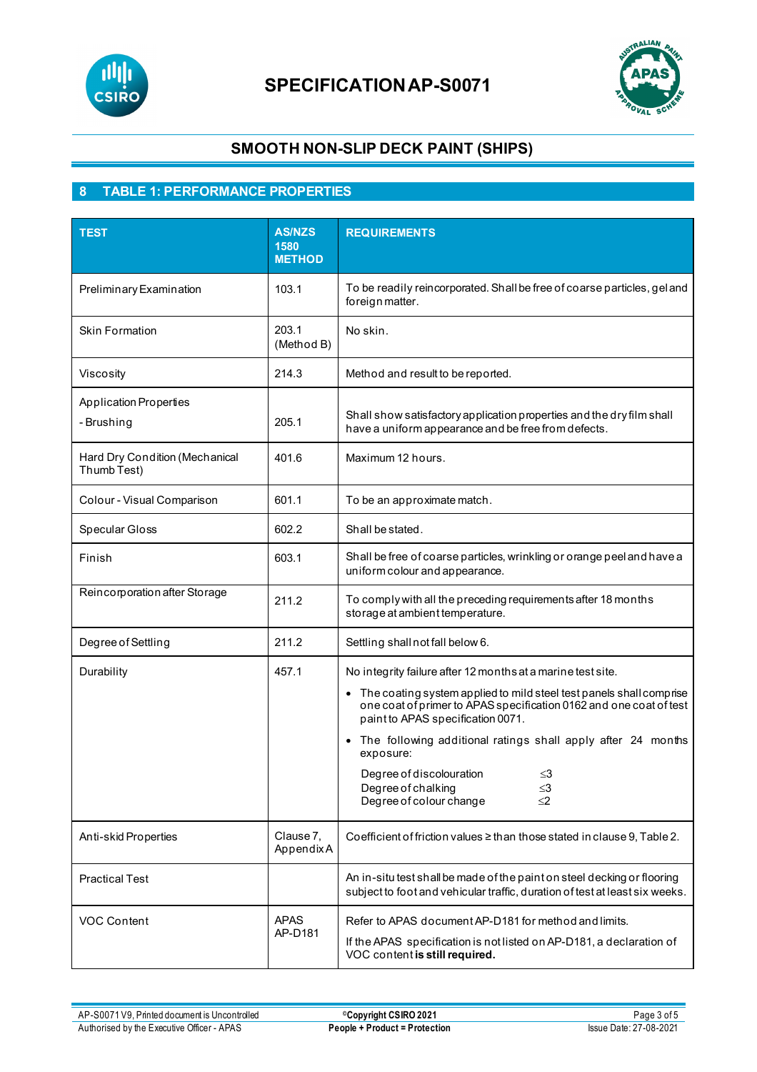# SPECIFICATION AP-S0071

## SMOOTH NON-SLIP DECK PAINT (SHIPS)

## 8 TABLE 1: PERFORMANCE PROPERTIES

| TEST | AS/NZS 1580 METHOD | REQUIREMENTS |
|---|---|---|
| Preliminary Examination | 103.1 | To be readily reincorporated. Shall be free of coarse particles, gel and foreign matter. |
| Skin Formation | 203.1 (Method B) | No skin. |
| Viscosity | 214.3 | Method and result to be reported. |
| Application Properties<br>- Brushing | 205.1 | Shall show satisfactory application properties and the dry film shall have a uniform appearance and be free from defects. |
| Hard Dry Condition (Mechanical Thumb Test) | 401.6 | Maximum 12 hours. |
| Colour - Visual Comparison | 601.1 | To be an approximate match. |
| Specular Gloss | 602.2 | Shall be stated. |
| Finish | 603.1 | Shall be free of coarse particles, wrinkling or orange peel and have a uniform colour and appearance. |
| Reincorporation after Storage | 211.2 | To comply with all the preceding requirements after 18 months storage at ambient temperature. |
| Degree of Settling | 211.2 | Settling shall not fall below 6. |
| Durability | 457.1 | No integrity failure after 12 months at a marine test site.<br>• The coating system applied to mild steel test panels shall comprise one coat of primer to APAS specification 0162 and one coat of test paint to APAS specification 0071.<br>• The following additional ratings shall apply after 24 months exposure:<br>Degree of discolouration ≤3<br>Degree of chalking ≤3<br>Degree of colour change ≤2 |
| Anti-skid Properties | Clause 7, Appendix A | Coefficient of friction values ≥ than those stated in clause 9, Table 2. |
| Practical Test | | An in-situ test shall be made of the paint on steel decking or flooring subject to foot and vehicular traffic, duration of test at least six weeks. |
| VOC Content | APAS AP-D181 | Refer to APAS document AP-D181 for method and limits.<br>If the APAS specification is not listed on AP-D181, a declaration of VOC content **is still required.** |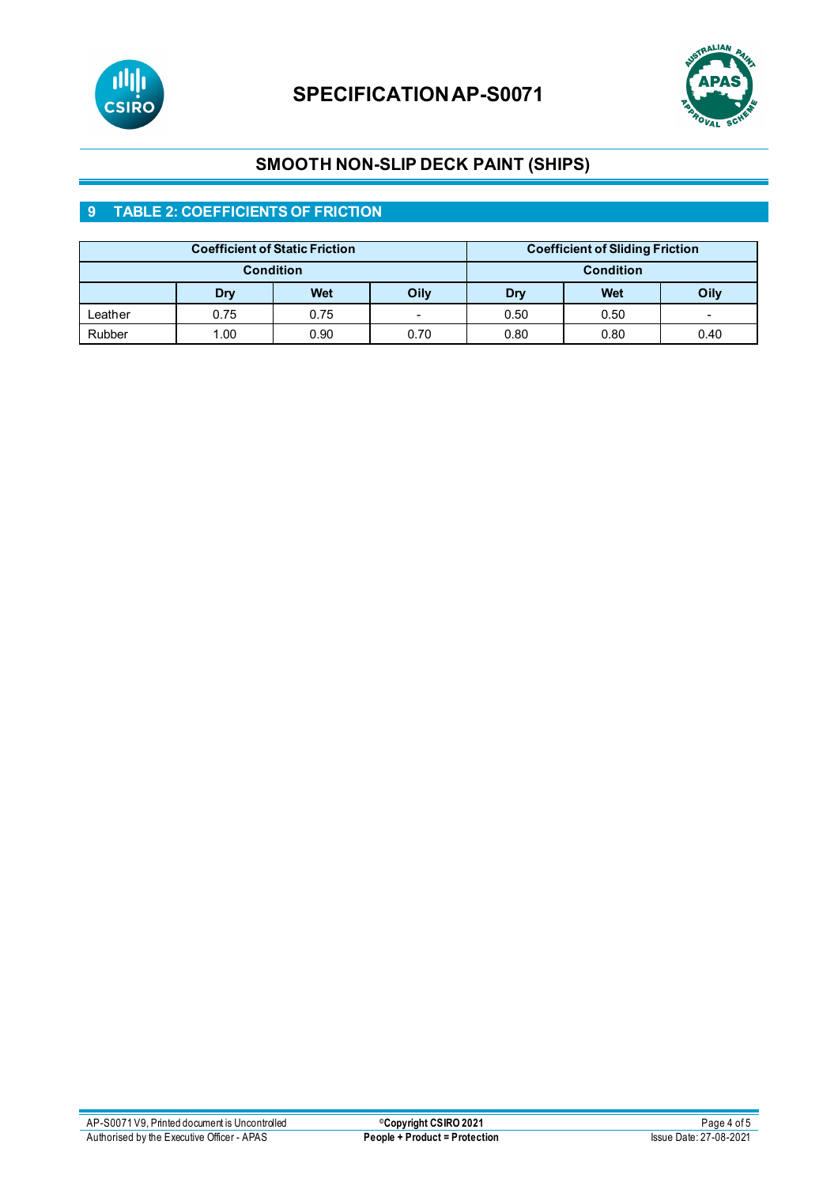## 9 TABLE 2: COEFFICIENTS OF FRICTION

| | Coefficient of Static Friction | | | Coefficient of Sliding Friction | | |
|---|---|---|---|---|---|---|
| | Condition | | | Condition | | |
| | Dry | Wet | Oily | Dry | Wet | Oily |
| Leather | 0.75 | 0.75 | - | 0.50 | 0.50 | - |
| Rubber | 1.00 | 0.90 | 0.70 | 0.80 | 0.80 | 0.40 |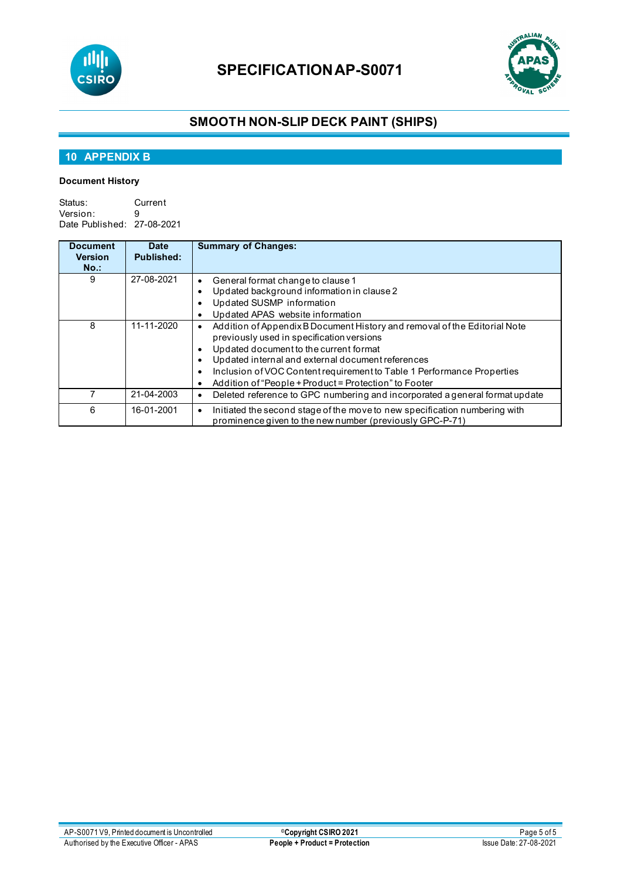## 10 APPENDIX B

**Document History**

Status: Current
Version: 9
Date Published: 27-08-2021

| Document Version No.: | Date Published: | Summary of Changes: |
|---|---|---|
| 9 | 27-08-2021 | • General format change to clause 1<br>• Updated background information in clause 2<br>• Updated SUSMP information<br>• Updated APAS website information |
| 8 | 11-11-2020 | • Addition of Appendix B Document History and removal of the Editorial Note previously used in specification versions<br>• Updated document to the current format<br>• Updated internal and external document references<br>• Inclusion of VOC Content requirement to Table 1 Performance Properties<br>• Addition of "People + Product = Protection" to Footer |
| 7 | 21-04-2003 | • Deleted reference to GPC numbering and incorporated a general format update |
| 6 | 16-01-2001 | • Initiated the second stage of the move to new specification numbering with prominence given to the new number (previously GPC-P-71) |